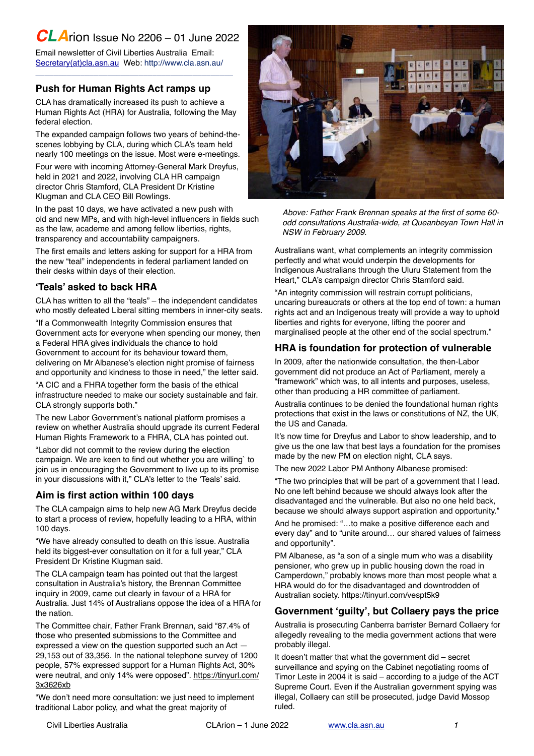# CLArion Issue No 2206 – 01 June 2022

Email newsletter of Civil Liberties Australia Email: Secretary(at)cla.asn.au Web: http://www.cla.asn.au/

## Push for Human Rights Act ramps up

CLA has dramatically increased its push to achieve a Human Rights Act (HRA) for Australia, following the May federal election.

The expanded campaign follows two years of behind-the-scenes lobbying by CLA, during which CLA's team held nearly 100 meetings on the issue. Most were e-meetings.

Four were with incoming Attorney-General Mark Dreyfus, held in 2021 and 2022, involving CLA HR campaign director Chris Stamford, CLA President Dr Kristine Klugman and CLA CEO Bill Rowlings.

In the past 10 days, we have activated a new push with old and new MPs, and with high-level influencers in fields such as the law, academe and among fellow liberties, rights, transparency and accountability campaigners.

The first emails and letters asking for support for a HRA from the new "teal" independents in federal parliament landed on their desks within days of their election.

### 'Teals' asked to back HRA

CLA has written to all the "teals" – the independent candidates who mostly defeated Liberal sitting members in inner-city seats.

"If a Commonwealth Integrity Commission ensures that Government acts for everyone when spending our money, then a Federal HRA gives individuals the chance to hold Government to account for its behaviour toward them, delivering on Mr Albanese's election night promise of fairness and opportunity and kindness to those in need," the letter said.

"A CIC and a FHRA together form the basis of the ethical infrastructure needed to make our society sustainable and fair. CLA strongly supports both."

The new Labor Government's national platform promises a review on whether Australia should upgrade its current Federal Human Rights Framework to a FHRA, CLA has pointed out.

"Labor did not commit to the review during the election campaign. We are keen to find out whether you are willing` to join us in encouraging the Government to live up to its promise in your discussions with it," CLA's letter to the 'Teals' said.

### Aim is first action within 100 days

The CLA campaign aims to help new AG Mark Dreyfus decide to start a process of review, hopefully leading to a HRA, within 100 days.

"We have already consulted to death on this issue. Australia held its biggest-ever consultation on it for a full year," CLA President Dr Kristine Klugman said.

The CLA campaign team has pointed out that the largest consultation in Australia's history, the Brennan Committee inquiry in 2009, came out clearly in favour of a HRA for Australia. Just 14% of Australians oppose the idea of a HRA for the nation.

The Committee chair, Father Frank Brennan, said "87.4% of those who presented submissions to the Committee and expressed a view on the question supported such an Act — 29,153 out of 33,356. In the national telephone survey of 1200 people, 57% expressed support for a Human Rights Act, 30% were neutral, and only 14% were opposed". https://tinyurl.com/3x3626xb

"We don't need more consultation: we just need to implement traditional Labor policy, and what the great majority of Australians want, what complements an integrity commission perfectly and what would underpin the developments for Indigenous Australians through the Uluru Statement from the Heart," CLA's campaign director Chris Stamford said.

*Above: Father Frank Brennan speaks at the first of some 60-odd consultations Australia-wide, at Queanbeyan Town Hall in NSW in February 2009.*

"An integrity commission will restrain corrupt politicians, uncaring bureaucrats or others at the top end of town: a human rights act and an Indigenous treaty will provide a way to uphold liberties and rights for everyone, lifting the poorer and marginalised people at the other end of the social spectrum."

### HRA is foundation for protection of vulnerable

In 2009, after the nationwide consultation, the then-Labor government did not produce an Act of Parliament, merely a "framework" which was, to all intents and purposes, useless, other than producing a HR committee of parliament.

Australia continues to be denied the foundational human rights protections that exist in the laws or constitutions of NZ, the UK, the US and Canada.

It's now time for Dreyfus and Labor to show leadership, and to give us the one law that best lays a foundation for the promises made by the new PM on election night, CLA says.

The new 2022 Labor PM Anthony Albanese promised:

"The two principles that will be part of a government that I lead. No one left behind because we should always look after the disadvantaged and the vulnerable. But also no one held back, because we should always support aspiration and opportunity."

And he promised: "…to make a positive difference each and every day" and to "unite around… our shared values of fairness and opportunity".

PM Albanese, as "a son of a single mum who was a disability pensioner, who grew up in public housing down the road in Camperdown," probably knows more than most people what a HRA would do for the disadvantaged and downtrodden of Australian society. https://tinyurl.com/vespt5k9

## Government 'guilty', but Collaery pays the price

Australia is prosecuting Canberra barrister Bernard Collaery for allegedly revealing to the media government actions that were probably illegal.

It doesn't matter that what the government did – secret surveillance and spying on the Cabinet negotiating rooms of Timor Leste in 2004 it is said – according to a judge of the ACT Supreme Court. Even if the Australian government spying was illegal, Collaery can still be prosecuted, judge David Mossop ruled.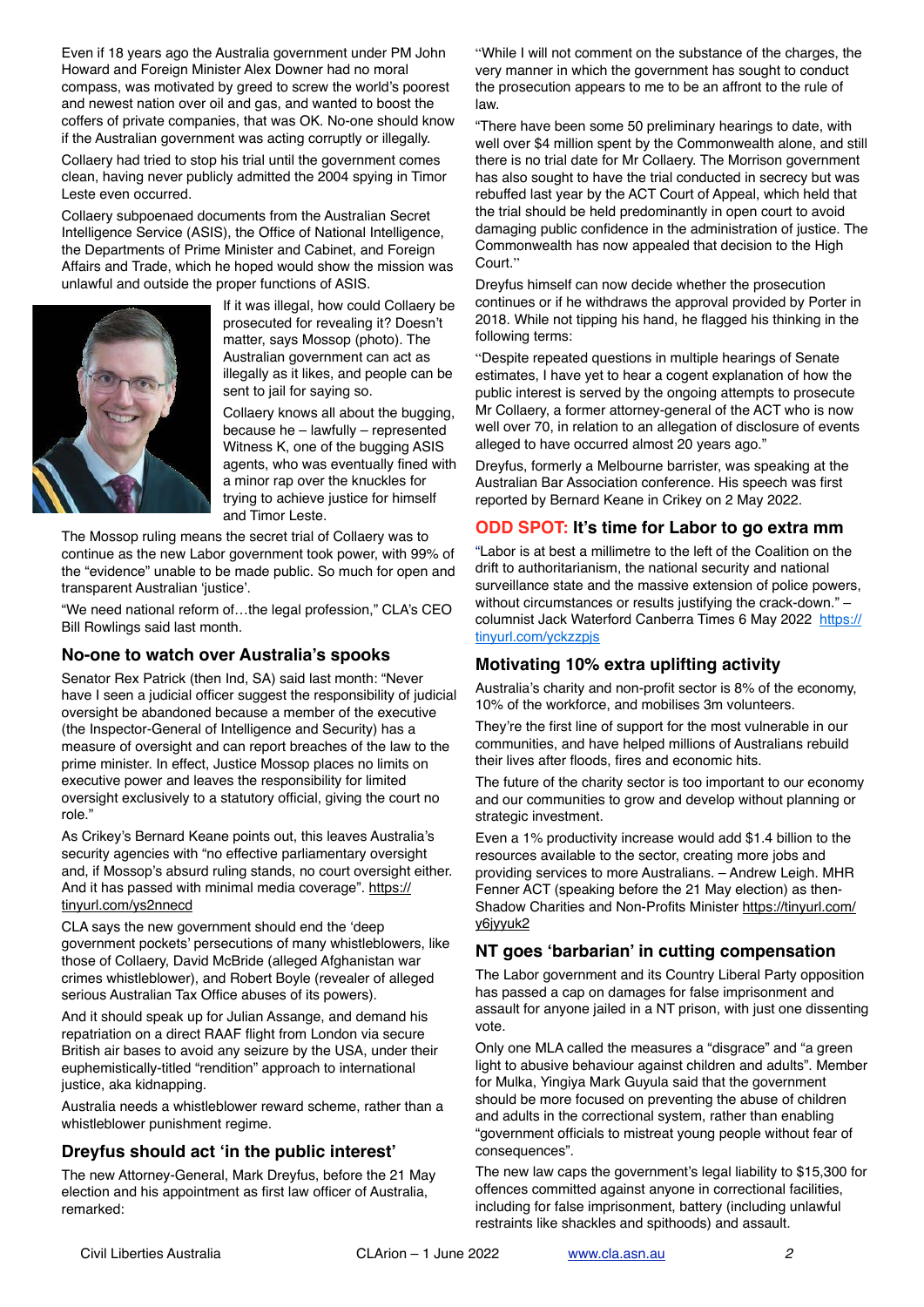Even if 18 years ago the Australia government under PM John Howard and Foreign Minister Alex Downer had no moral compass, was motivated by greed to screw the world's poorest and newest nation over oil and gas, and wanted to boost the coffers of private companies, that was OK. No-one should know if the Australian government was acting corruptly or illegally.

Collaery had tried to stop his trial until the government comes clean, having never publicly admitted the 2004 spying in Timor Leste even occurred.

Collaery subpoenaed documents from the Australian Secret Intelligence Service (ASIS), the Office of National Intelligence, the Departments of Prime Minister and Cabinet, and Foreign Affairs and Trade, which he hoped would show the mission was unlawful and outside the proper functions of ASIS.

If it was illegal, how could Collaery be prosecuted for revealing it? Doesn't matter, says Mossop (photo). The Australian government can act as illegally as it likes, and people can be sent to jail for saying so.

Collaery knows all about the bugging, because he – lawfully – represented Witness K, one of the bugging ASIS agents, who was eventually fined with a minor rap over the knuckles for trying to achieve justice for himself and Timor Leste.

The Mossop ruling means the secret trial of Collaery was to continue as the new Labor government took power, with 99% of the "evidence" unable to be made public. So much for open and transparent Australian 'justice'.

"We need national reform of…the legal profession," CLA's CEO Bill Rowlings said last month.

### No-one to watch over Australia's spooks

Senator Rex Patrick (then Ind, SA) said last month: "Never have I seen a judicial officer suggest the responsibility of judicial oversight be abandoned because a member of the executive (the Inspector-General of Intelligence and Security) has a measure of oversight and can report breaches of the law to the prime minister. In effect, Justice Mossop places no limits on executive power and leaves the responsibility for limited oversight exclusively to a statutory official, giving the court no role."

As Crikey's Bernard Keane points out, this leaves Australia's security agencies with "no effective parliamentary oversight and, if Mossop's absurd ruling stands, no court oversight either. And it has passed with minimal media coverage". https://tinyurl.com/ys2nnecd

CLA says the new government should end the 'deep government pockets' persecutions of many whistleblowers, like those of Collaery, David McBride (alleged Afghanistan war crimes whistleblower), and Robert Boyle (revealer of alleged serious Australian Tax Office abuses of its powers).

And it should speak up for Julian Assange, and demand his repatriation on a direct RAAF flight from London via secure British air bases to avoid any seizure by the USA, under their euphemistically-titled "rendition" approach to international justice, aka kidnapping.

Australia needs a whistleblower reward scheme, rather than a whistleblower punishment regime.

### Dreyfus should act 'in the public interest'

The new Attorney-General, Mark Dreyfus, before the 21 May election and his appointment as first law officer of Australia, remarked:

"While I will not comment on the substance of the charges, the very manner in which the government has sought to conduct the prosecution appears to me to be an affront to the rule of law.

"There have been some 50 preliminary hearings to date, with well over $4 million spent by the Commonwealth alone, and still there is no trial date for Mr Collaery. The Morrison government has also sought to have the trial conducted in secrecy but was rebuffed last year by the ACT Court of Appeal, which held that the trial should be held predominantly in open court to avoid damaging public confidence in the administration of justice. The Commonwealth has now appealed that decision to the High Court."

Dreyfus himself can now decide whether the prosecution continues or if he withdraws the approval provided by Porter in 2018. While not tipping his hand, he flagged his thinking in the following terms:

"Despite repeated questions in multiple hearings of Senate estimates, I have yet to hear a cogent explanation of how the public interest is served by the ongoing attempts to prosecute Mr Collaery, a former attorney-general of the ACT who is now well over 70, in relation to an allegation of disclosure of events alleged to have occurred almost 20 years ago."

Dreyfus, formerly a Melbourne barrister, was speaking at the Australian Bar Association conference. His speech was first reported by Bernard Keane in Crikey on 2 May 2022.

### ODD SPOT: It's time for Labor to go extra mm

"Labor is at best a millimetre to the left of the Coalition on the drift to authoritarianism, the national security and national surveillance state and the massive extension of police powers, without circumstances or results justifying the crack-down." – columnist Jack Waterford Canberra Times 6 May 2022 https://tinyurl.com/yckzzpjs

### Motivating 10% extra uplifting activity

Australia's charity and non-profit sector is 8% of the economy, 10% of the workforce, and mobilises 3m volunteers.

They're the first line of support for the most vulnerable in our communities, and have helped millions of Australians rebuild their lives after floods, fires and economic hits.

The future of the charity sector is too important to our economy and our communities to grow and develop without planning or strategic investment.

Even a 1% productivity increase would add $1.4 billion to the resources available to the sector, creating more jobs and providing services to more Australians. – Andrew Leigh. MHR Fenner ACT (speaking before the 21 May election) as then-Shadow Charities and Non-Profits Minister https://tinyurl.com/y6jyyuk2

### NT goes 'barbarian' in cutting compensation

The Labor government and its Country Liberal Party opposition has passed a cap on damages for false imprisonment and assault for anyone jailed in a NT prison, with just one dissenting vote.

Only one MLA called the measures a "disgrace" and "a green light to abusive behaviour against children and adults". Member for Mulka, Yingiya Mark Guyula said that the government should be more focused on preventing the abuse of children and adults in the correctional system, rather than enabling "government officials to mistreat young people without fear of consequences".

The new law caps the government's legal liability to $15,300 for offences committed against anyone in correctional facilities, including for false imprisonment, battery (including unlawful restraints like shackles and spithoods) and assault.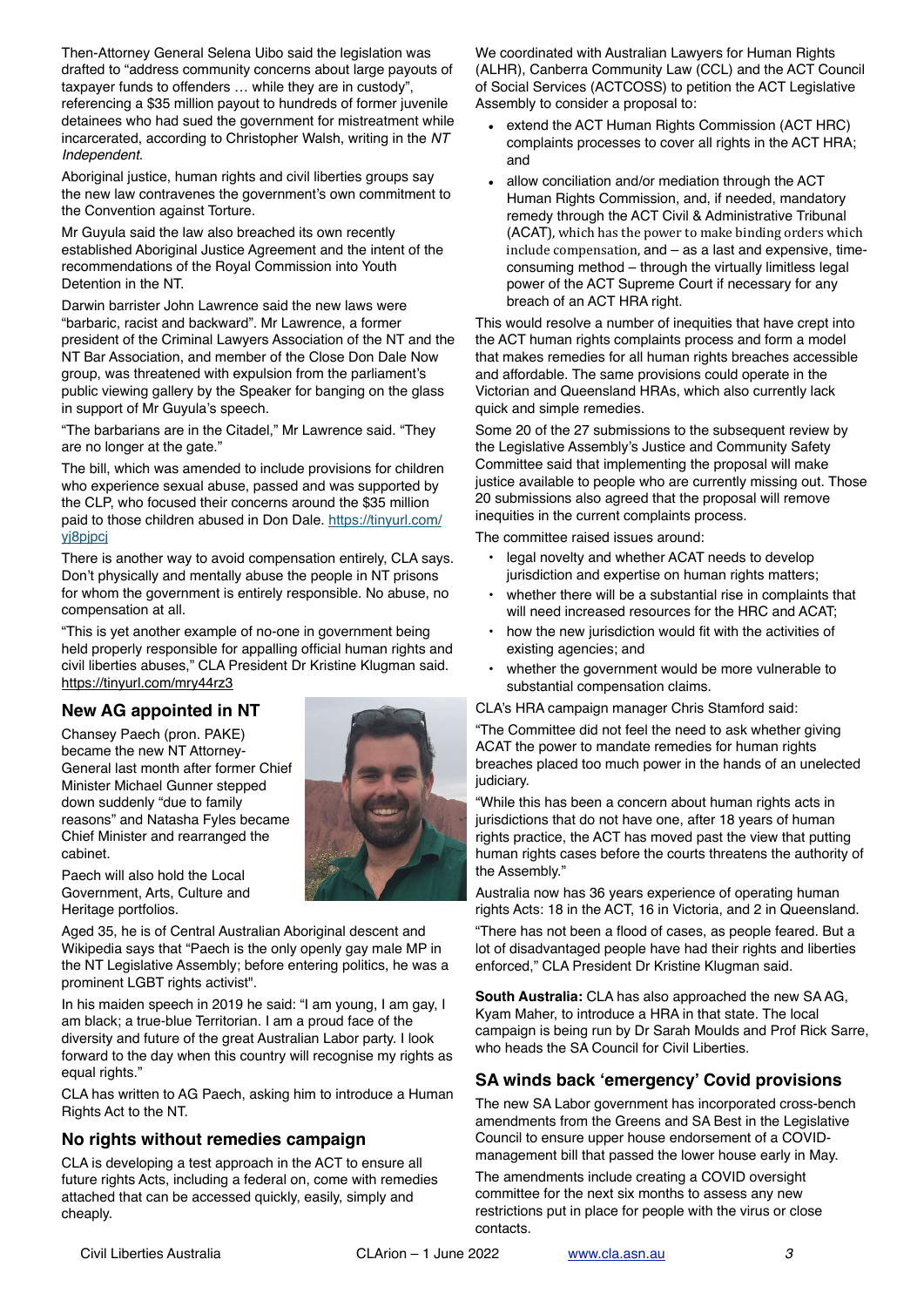Then-Attorney General Selena Uibo said the legislation was drafted to "address community concerns about large payouts of taxpayer funds to offenders … while they are in custody", referencing a $35 million payout to hundreds of former juvenile detainees who had sued the government for mistreatment while incarcerated, according to Christopher Walsh, writing in the *NT Independent*.

Aboriginal justice, human rights and civil liberties groups say the new law contravenes the government's own commitment to the Convention against Torture.

Mr Guyula said the law also breached its own recently established Aboriginal Justice Agreement and the intent of the recommendations of the Royal Commission into Youth Detention in the NT.

Darwin barrister John Lawrence said the new laws were "barbaric, racist and backward". Mr Lawrence, a former president of the Criminal Lawyers Association of the NT and the NT Bar Association, and member of the Close Don Dale Now group, was threatened with expulsion from the parliament's public viewing gallery by the Speaker for banging on the glass in support of Mr Guyula's speech.

"The barbarians are in the Citadel," Mr Lawrence said. "They are no longer at the gate."

The bill, which was amended to include provisions for children who experience sexual abuse, passed and was supported by the CLP, who focused their concerns around the $35 million paid to those children abused in Don Dale. https://tinyurl.com/yj8pjpcj

There is another way to avoid compensation entirely, CLA says. Don't physically and mentally abuse the people in NT prisons for whom the government is entirely responsible. No abuse, no compensation at all.

"This is yet another example of no-one in government being held properly responsible for appalling official human rights and civil liberties abuses," CLA President Dr Kristine Klugman said. https://tinyurl.com/mry44rz3

## New AG appointed in NT

Chansey Paech (pron. PAKE) became the new NT Attorney-General last month after former Chief Minister Michael Gunner stepped down suddenly "due to family reasons" and Natasha Fyles became Chief Minister and rearranged the cabinet.

Paech will also hold the Local Government, Arts, Culture and Heritage portfolios.

Aged 35, he is of Central Australian Aboriginal descent and Wikipedia says that "Paech is the only openly gay male MP in the NT Legislative Assembly; before entering politics, he was a prominent LGBT rights activist".

In his maiden speech in 2019 he said: "I am young, I am gay, I am black; a true-blue Territorian. I am a proud face of the diversity and future of the great Australian Labor party. I look forward to the day when this country will recognise my rights as equal rights."

CLA has written to AG Paech, asking him to introduce a Human Rights Act to the NT.

## No rights without remedies campaign

CLA is developing a test approach in the ACT to ensure all future rights Acts, including a federal on, come with remedies attached that can be accessed quickly, easily, simply and cheaply.

We coordinated with Australian Lawyers for Human Rights (ALHR), Canberra Community Law (CCL) and the ACT Council of Social Services (ACTCOSS) to petition the ACT Legislative Assembly to consider a proposal to:

- extend the ACT Human Rights Commission (ACT HRC) complaints processes to cover all rights in the ACT HRA; and
- allow conciliation and/or mediation through the ACT Human Rights Commission, and, if needed, mandatory remedy through the ACT Civil & Administrative Tribunal (ACAT), which has the power to make binding orders which include compensation, and – as a last and expensive, time-consuming method – through the virtually limitless legal power of the ACT Supreme Court if necessary for any breach of an ACT HRA right.

This would resolve a number of inequities that have crept into the ACT human rights complaints process and form a model that makes remedies for all human rights breaches accessible and affordable. The same provisions could operate in the Victorian and Queensland HRAs, which also currently lack quick and simple remedies.

Some 20 of the 27 submissions to the subsequent review by the Legislative Assembly's Justice and Community Safety Committee said that implementing the proposal will make justice available to people who are currently missing out. Those 20 submissions also agreed that the proposal will remove inequities in the current complaints process.

The committee raised issues around:

- legal novelty and whether ACAT needs to develop jurisdiction and expertise on human rights matters;
- whether there will be a substantial rise in complaints that will need increased resources for the HRC and ACAT;
- how the new jurisdiction would fit with the activities of existing agencies; and
- whether the government would be more vulnerable to substantial compensation claims.

CLA's HRA campaign manager Chris Stamford said:

"The Committee did not feel the need to ask whether giving ACAT the power to mandate remedies for human rights breaches placed too much power in the hands of an unelected judiciary.

"While this has been a concern about human rights acts in jurisdictions that do not have one, after 18 years of human rights practice, the ACT has moved past the view that putting human rights cases before the courts threatens the authority of the Assembly."

Australia now has 36 years experience of operating human rights Acts: 18 in the ACT, 16 in Victoria, and 2 in Queensland.

"There has not been a flood of cases, as people feared. But a lot of disadvantaged people have had their rights and liberties enforced," CLA President Dr Kristine Klugman said.

**South Australia:** CLA has also approached the new SA AG, Kyam Maher, to introduce a HRA in that state. The local campaign is being run by Dr Sarah Moulds and Prof Rick Sarre, who heads the SA Council for Civil Liberties.

## SA winds back 'emergency' Covid provisions

The new SA Labor government has incorporated cross-bench amendments from the Greens and SA Best in the Legislative Council to ensure upper house endorsement of a COVID-management bill that passed the lower house early in May.

The amendments include creating a COVID oversight committee for the next six months to assess any new restrictions put in place for people with the virus or close contacts.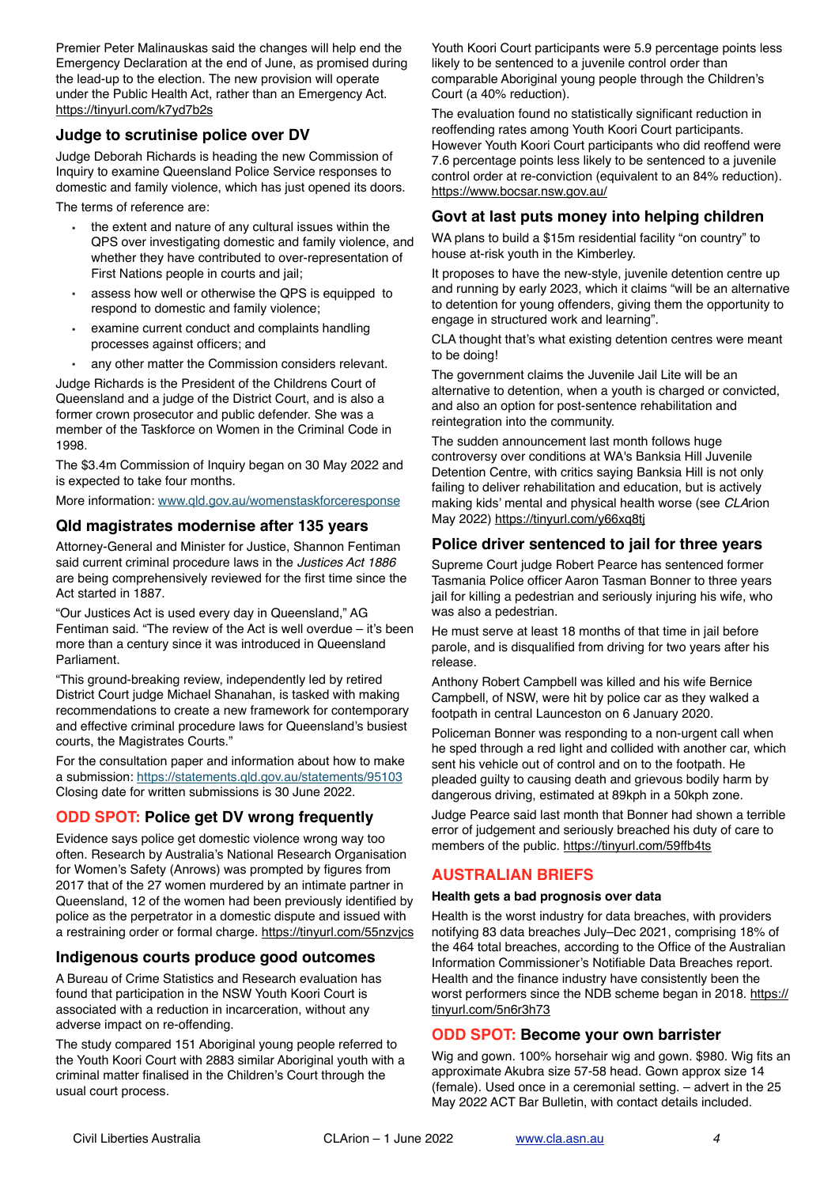Premier Peter Malinauskas said the changes will help end the Emergency Declaration at the end of June, as promised during the lead-up to the election. The new provision will operate under the Public Health Act, rather than an Emergency Act. https://tinyurl.com/k7yd7b2s

### Judge to scrutinise police over DV

Judge Deborah Richards is heading the new Commission of Inquiry to examine Queensland Police Service responses to domestic and family violence, which has just opened its doors.

The terms of reference are:

- the extent and nature of any cultural issues within the QPS over investigating domestic and family violence, and whether they have contributed to over-representation of First Nations people in courts and jail;
- assess how well or otherwise the QPS is equipped to respond to domestic and family violence;
- examine current conduct and complaints handling processes against officers; and
- any other matter the Commission considers relevant.

Judge Richards is the President of the Childrens Court of Queensland and a judge of the District Court, and is also a former crown prosecutor and public defender. She was a member of the Taskforce on Women in the Criminal Code in 1998.

The $3.4m Commission of Inquiry began on 30 May 2022 and is expected to take four months.

More information: www.qld.gov.au/womenstaskforceresponse

### Qld magistrates modernise after 135 years

Attorney-General and Minister for Justice, Shannon Fentiman said current criminal procedure laws in the *Justices Act 1886* are being comprehensively reviewed for the first time since the Act started in 1887.

"Our Justices Act is used every day in Queensland," AG Fentiman said. "The review of the Act is well overdue – it's been more than a century since it was introduced in Queensland Parliament.

"This ground-breaking review, independently led by retired District Court judge Michael Shanahan, is tasked with making recommendations to create a new framework for contemporary and effective criminal procedure laws for Queensland's busiest courts, the Magistrates Courts."

For the consultation paper and information about how to make a submission: https://statements.qld.gov.au/statements/95103 Closing date for written submissions is 30 June 2022.

### ODD SPOT: Police get DV wrong frequently

Evidence says police get domestic violence wrong way too often. Research by Australia's National Research Organisation for Women's Safety (Anrows) was prompted by figures from 2017 that of the 27 women murdered by an intimate partner in Queensland, 12 of the women had been previously identified by police as the perpetrator in a domestic dispute and issued with a restraining order or formal charge. https://tinyurl.com/55nzvjcs

### Indigenous courts produce good outcomes

A Bureau of Crime Statistics and Research evaluation has found that participation in the NSW Youth Koori Court is associated with a reduction in incarceration, without any adverse impact on re-offending.

The study compared 151 Aboriginal young people referred to the Youth Koori Court with 2883 similar Aboriginal youth with a criminal matter finalised in the Children's Court through the usual court process.

Youth Koori Court participants were 5.9 percentage points less likely to be sentenced to a juvenile control order than comparable Aboriginal young people through the Children's Court (a 40% reduction).

The evaluation found no statistically significant reduction in reoffending rates among Youth Koori Court participants. However Youth Koori Court participants who did reoffend were 7.6 percentage points less likely to be sentenced to a juvenile control order at re-conviction (equivalent to an 84% reduction). https://www.bocsar.nsw.gov.au/

### Govt at last puts money into helping children

WA plans to build a $15m residential facility "on country" to house at-risk youth in the Kimberley.

It proposes to have the new-style, juvenile detention centre up and running by early 2023, which it claims "will be an alternative to detention for young offenders, giving them the opportunity to engage in structured work and learning".

CLA thought that's what existing detention centres were meant to be doing!

The government claims the Juvenile Jail Lite will be an alternative to detention, when a youth is charged or convicted, and also an option for post-sentence rehabilitation and reintegration into the community.

The sudden announcement last month follows huge controversy over conditions at WA's Banksia Hill Juvenile Detention Centre, with critics saying Banksia Hill is not only failing to deliver rehabilitation and education, but is actively making kids' mental and physical health worse (see *CLA*rion May 2022) https://tinyurl.com/y66xq8tj

### Police driver sentenced to jail for three years

Supreme Court judge Robert Pearce has sentenced former Tasmania Police officer Aaron Tasman Bonner to three years jail for killing a pedestrian and seriously injuring his wife, who was also a pedestrian.

He must serve at least 18 months of that time in jail before parole, and is disqualified from driving for two years after his release.

Anthony Robert Campbell was killed and his wife Bernice Campbell, of NSW, were hit by police car as they walked a footpath in central Launceston on 6 January 2020.

Policeman Bonner was responding to a non-urgent call when he sped through a red light and collided with another car, which sent his vehicle out of control and on to the footpath. He pleaded guilty to causing death and grievous bodily harm by dangerous driving, estimated at 89kph in a 50kph zone.

Judge Pearce said last month that Bonner had shown a terrible error of judgement and seriously breached his duty of care to members of the public. https://tinyurl.com/59ffb4ts

## AUSTRALIAN BRIEFS

#### Health gets a bad prognosis over data

Health is the worst industry for data breaches, with providers notifying 83 data breaches July–Dec 2021, comprising 18% of the 464 total breaches, according to the Office of the Australian Information Commissioner's Notifiable Data Breaches report. Health and the finance industry have consistently been the worst performers since the NDB scheme began in 2018. https://tinyurl.com/5n6r3h73

### ODD SPOT: Become your own barrister

Wig and gown. 100% horsehair wig and gown. $980. Wig fits an approximate Akubra size 57-58 head. Gown approx size 14 (female). Used once in a ceremonial setting. – advert in the 25 May 2022 ACT Bar Bulletin, with contact details included.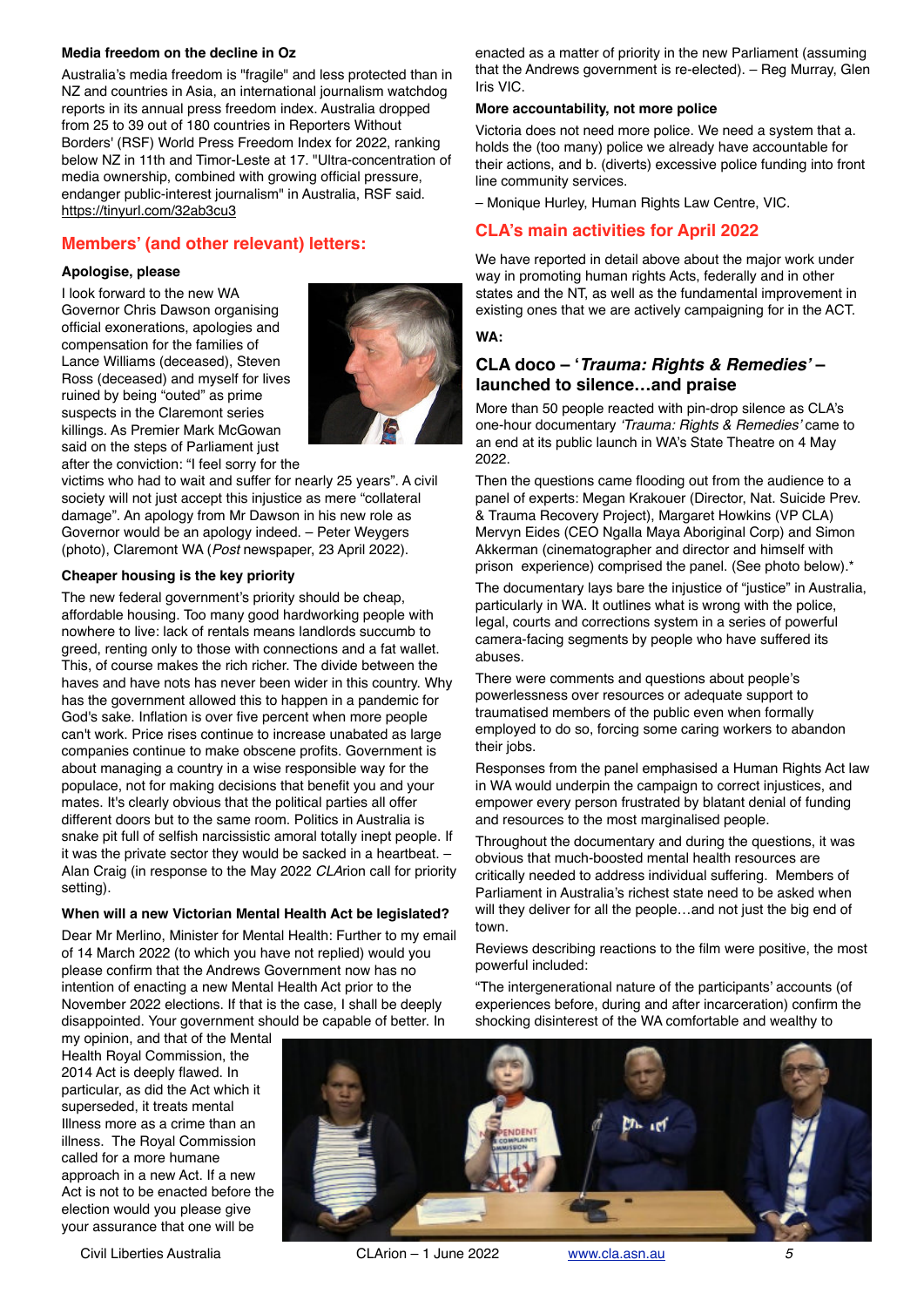**Media freedom on the decline in Oz**

Australia's media freedom is "fragile" and less protected than in NZ and countries in Asia, an international journalism watchdog reports in its annual press freedom index. Australia dropped from 25 to 39 out of 180 countries in Reporters Without Borders' (RSF) World Press Freedom Index for 2022, ranking below NZ in 11th and Timor-Leste at 17. "Ultra-concentration of media ownership, combined with growing official pressure, endanger public-interest journalism" in Australia, RSF said. https://tinyurl.com/32ab3cu3

## Members' (and other relevant) letters:

**Apologise, please**

I look forward to the new WA Governor Chris Dawson organising official exonerations, apologies and compensation for the families of Lance Williams (deceased), Steven Ross (deceased) and myself for lives ruined by being "outed" as prime suspects in the Claremont series killings. As Premier Mark McGowan said on the steps of Parliament just after the conviction: "I feel sorry for the victims who had to wait and suffer for nearly 25 years". A civil society will not just accept this injustice as mere "collateral damage". An apology from Mr Dawson in his new role as Governor would be an apology indeed. – Peter Weygers (photo), Claremont WA (*Post* newspaper, 23 April 2022).

**Cheaper housing is the key priority**

The new federal government's priority should be cheap, affordable housing. Too many good hardworking people with nowhere to live: lack of rentals means landlords succumb to greed, renting only to those with connections and a fat wallet. This, of course makes the rich richer. The divide between the haves and have nots has never been wider in this country. Why has the government allowed this to happen in a pandemic for God's sake. Inflation is over five percent when more people can't work. Price rises continue to increase unabated as large companies continue to make obscene profits. Government is about managing a country in a wise responsible way for the populace, not for making decisions that benefit you and your mates. It's clearly obvious that the political parties all offer different doors but to the same room. Politics in Australia is snake pit full of selfish narcissistic amoral totally inept people. If it was the private sector they would be sacked in a heartbeat. – Alan Craig (in response to the May 2022 *CLA*rion call for priority setting).

**When will a new Victorian Mental Health Act be legislated?**

Dear Mr Merlino, Minister for Mental Health: Further to my email of 14 March 2022 (to which you have not replied) would you please confirm that the Andrews Government now has no intention of enacting a new Mental Health Act prior to the November 2022 elections. If that is the case, I shall be deeply disappointed. Your government should be capable of better. In my opinion, and that of the Mental Health Royal Commission, the 2014 Act is deeply flawed. In particular, as did the Act which it superseded, it treats mental Illness more as a crime than an illness. The Royal Commission called for a more humane approach in a new Act. If a new Act is not to be enacted before the election would you please give your assurance that one will be enacted as a matter of priority in the new Parliament (assuming that the Andrews government is re-elected). – Reg Murray, Glen Iris VIC.

**More accountability, not more police**

Victoria does not need more police. We need a system that a. holds the (too many) police we already have accountable for their actions, and b. (diverts) excessive police funding into front line community services.

– Monique Hurley, Human Rights Law Centre, VIC.

## CLA's main activities for April 2022

We have reported in detail above about the major work under way in promoting human rights Acts, federally and in other states and the NT, as well as the fundamental improvement in existing ones that we are actively campaigning for in the ACT.

**WA:**

### CLA doco – '*Trauma: Rights & Remedies*' – launched to silence…and praise

More than 50 people reacted with pin-drop silence as CLA's one-hour documentary *'Trauma: Rights & Remedies'* came to an end at its public launch in WA's State Theatre on 4 May 2022.

Then the questions came flooding out from the audience to a panel of experts: Megan Krakouer (Director, Nat. Suicide Prev. & Trauma Recovery Project), Margaret Howkins (VP CLA) Mervyn Eides (CEO Ngalla Maya Aboriginal Corp) and Simon Akkerman (cinematographer and director and himself with prison experience) comprised the panel. (See photo below).*

The documentary lays bare the injustice of "justice" in Australia, particularly in WA. It outlines what is wrong with the police, legal, courts and corrections system in a series of powerful camera-facing segments by people who have suffered its abuses.

There were comments and questions about people's powerlessness over resources or adequate support to traumatised members of the public even when formally employed to do so, forcing some caring workers to abandon their jobs.

Responses from the panel emphasised a Human Rights Act law in WA would underpin the campaign to correct injustices, and empower every person frustrated by blatant denial of funding and resources to the most marginalised people.

Throughout the documentary and during the questions, it was obvious that much-boosted mental health resources are critically needed to address individual suffering. Members of Parliament in Australia's richest state need to be asked when will they deliver for all the people…and not just the big end of town.

Reviews describing reactions to the film were positive, the most powerful included:

"The intergenerational nature of the participants' accounts (of experiences before, during and after incarceration) confirm the shocking disinterest of the WA comfortable and wealthy to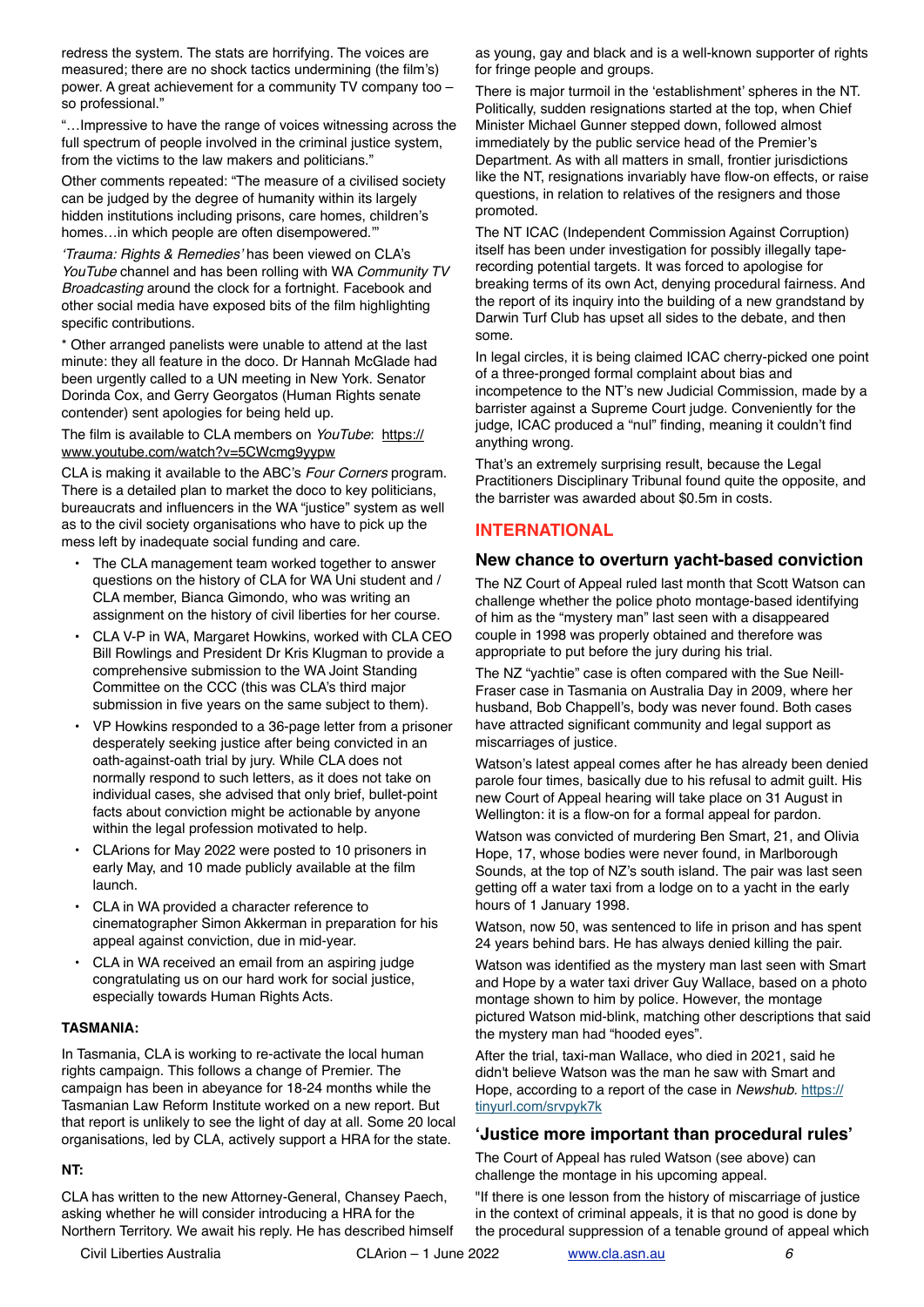redress the system. The stats are horrifying. The voices are measured; there are no shock tactics undermining (the film's) power. A great achievement for a community TV company too – so professional."

"…Impressive to have the range of voices witnessing across the full spectrum of people involved in the criminal justice system, from the victims to the law makers and politicians."

Other comments repeated: "The measure of a civilised society can be judged by the degree of humanity within its largely hidden institutions including prisons, care homes, children's homes…in which people are often disempowered.'"

*'Trauma: Rights & Remedies'* has been viewed on CLA's *YouTube* channel and has been rolling with WA *Community TV Broadcasting* around the clock for a fortnight. Facebook and other social media have exposed bits of the film highlighting specific contributions.

* Other arranged panelists were unable to attend at the last minute: they all feature in the doco. Dr Hannah McGlade had been urgently called to a UN meeting in New York. Senator Dorinda Cox, and Gerry Georgatos (Human Rights senate contender) sent apologies for being held up.

The film is available to CLA members on *YouTube*: https://www.youtube.com/watch?v=5CWcmg9yypw

CLA is making it available to the ABC's *Four Corners* program. There is a detailed plan to market the doco to key politicians, bureaucrats and influencers in the WA "justice" system as well as to the civil society organisations who have to pick up the mess left by inadequate social funding and care.

- The CLA management team worked together to answer questions on the history of CLA for WA Uni student and / CLA member, Bianca Gimondo, who was writing an assignment on the history of civil liberties for her course.
- CLA V-P in WA, Margaret Howkins, worked with CLA CEO Bill Rowlings and President Dr Kris Klugman to provide a comprehensive submission to the WA Joint Standing Committee on the CCC (this was CLA's third major submission in five years on the same subject to them).
- VP Howkins responded to a 36-page letter from a prisoner desperately seeking justice after being convicted in an oath-against-oath trial by jury. While CLA does not normally respond to such letters, as it does not take on individual cases, she advised that only brief, bullet-point facts about conviction might be actionable by anyone within the legal profession motivated to help.
- CLArions for May 2022 were posted to 10 prisoners in early May, and 10 made publicly available at the film launch.
- CLA in WA provided a character reference to cinematographer Simon Akkerman in preparation for his appeal against conviction, due in mid-year.
- CLA in WA received an email from an aspiring judge congratulating us on our hard work for social justice, especially towards Human Rights Acts.

**TASMANIA:**

In Tasmania, CLA is working to re-activate the local human rights campaign. This follows a change of Premier. The campaign has been in abeyance for 18-24 months while the Tasmanian Law Reform Institute worked on a new report. But that report is unlikely to see the light of day at all. Some 20 local organisations, led by CLA, actively support a HRA for the state.

**NT:**

CLA has written to the new Attorney-General, Chansey Paech, asking whether he will consider introducing a HRA for the Northern Territory. We await his reply. He has described himself as young, gay and black and is a well-known supporter of rights for fringe people and groups.

There is major turmoil in the 'establishment' spheres in the NT. Politically, sudden resignations started at the top, when Chief Minister Michael Gunner stepped down, followed almost immediately by the public service head of the Premier's Department. As with all matters in small, frontier jurisdictions like the NT, resignations invariably have flow-on effects, or raise questions, in relation to relatives of the resigners and those promoted.

The NT ICAC (Independent Commission Against Corruption) itself has been under investigation for possibly illegally tape-recording potential targets. It was forced to apologise for breaking terms of its own Act, denying procedural fairness. And the report of its inquiry into the building of a new grandstand by Darwin Turf Club has upset all sides to the debate, and then some.

In legal circles, it is being claimed ICAC cherry-picked one point of a three-pronged formal complaint about bias and incompetence to the NT's new Judicial Commission, made by a barrister against a Supreme Court judge. Conveniently for the judge, ICAC produced a "nul" finding, meaning it couldn't find anything wrong.

That's an extremely surprising result, because the Legal Practitioners Disciplinary Tribunal found quite the opposite, and the barrister was awarded about $0.5m in costs.

## INTERNATIONAL

### New chance to overturn yacht-based conviction

The NZ Court of Appeal ruled last month that Scott Watson can challenge whether the police photo montage-based identifying of him as the "mystery man" last seen with a disappeared couple in 1998 was properly obtained and therefore was appropriate to put before the jury during his trial.

The NZ "yachtie" case is often compared with the Sue Neill-Fraser case in Tasmania on Australia Day in 2009, where her husband, Bob Chappell's, body was never found. Both cases have attracted significant community and legal support as miscarriages of justice.

Watson's latest appeal comes after he has already been denied parole four times, basically due to his refusal to admit guilt. His new Court of Appeal hearing will take place on 31 August in Wellington: it is a flow-on for a formal appeal for pardon.

Watson was convicted of murdering Ben Smart, 21, and Olivia Hope, 17, whose bodies were never found, in Marlborough Sounds, at the top of NZ's south island. The pair was last seen getting off a water taxi from a lodge on to a yacht in the early hours of 1 January 1998.

Watson, now 50, was sentenced to life in prison and has spent 24 years behind bars. He has always denied killing the pair.

Watson was identified as the mystery man last seen with Smart and Hope by a water taxi driver Guy Wallace, based on a photo montage shown to him by police. However, the montage pictured Watson mid-blink, matching other descriptions that said the mystery man had "hooded eyes".

After the trial, taxi-man Wallace, who died in 2021, said he didn't believe Watson was the man he saw with Smart and Hope, according to a report of the case in *Newshub*. https://tinyurl.com/srvpyk7k

### 'Justice more important than procedural rules'

The Court of Appeal has ruled Watson (see above) can challenge the montage in his upcoming appeal.

"If there is one lesson from the history of miscarriage of justice in the context of criminal appeals, it is that no good is done by the procedural suppression of a tenable ground of appeal which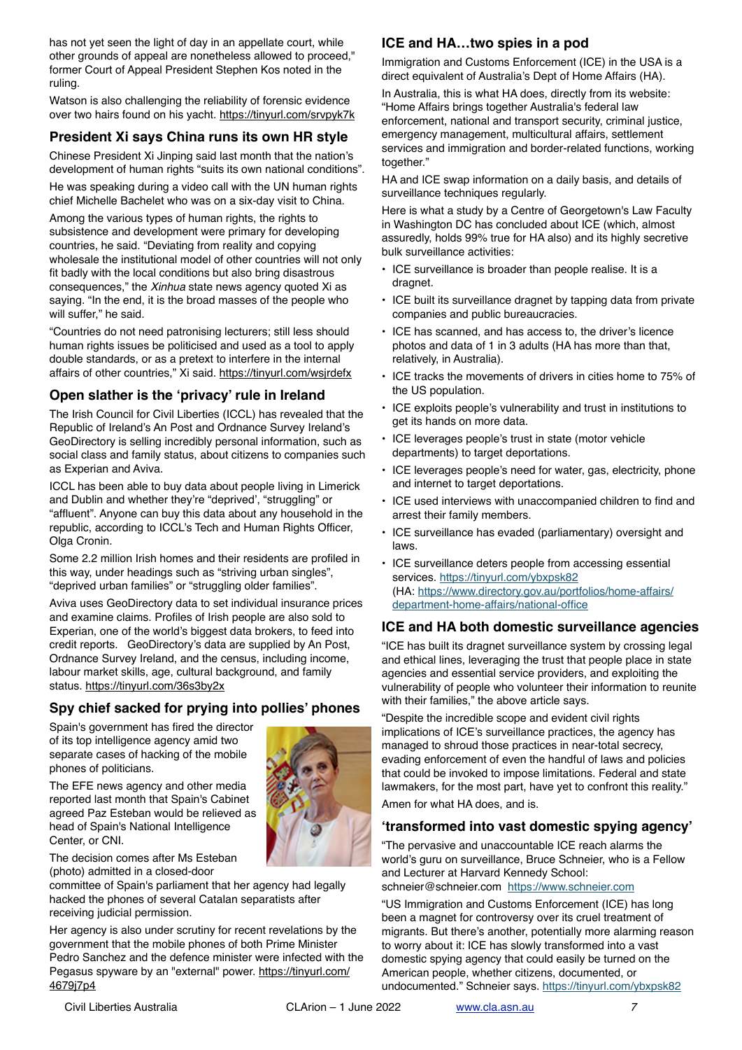has not yet seen the light of day in an appellate court, while other grounds of appeal are nonetheless allowed to proceed," former Court of Appeal President Stephen Kos noted in the ruling.

Watson is also challenging the reliability of forensic evidence over two hairs found on his yacht. https://tinyurl.com/srvpyk7k

## President Xi says China runs its own HR style

Chinese President Xi Jinping said last month that the nation's development of human rights "suits its own national conditions".

He was speaking during a video call with the UN human rights chief Michelle Bachelet who was on a six-day visit to China.

Among the various types of human rights, the rights to subsistence and development were primary for developing countries, he said. "Deviating from reality and copying wholesale the institutional model of other countries will not only fit badly with the local conditions but also bring disastrous consequences," the *Xinhua* state news agency quoted Xi as saying. "In the end, it is the broad masses of the people who will suffer," he said.

"Countries do not need patronising lecturers; still less should human rights issues be politicised and used as a tool to apply double standards, or as a pretext to interfere in the internal affairs of other countries," Xi said. https://tinyurl.com/wsjrdefx

## Open slather is the 'privacy' rule in Ireland

The Irish Council for Civil Liberties (ICCL) has revealed that the Republic of Ireland's An Post and Ordnance Survey Ireland's GeoDirectory is selling incredibly personal information, such as social class and family status, about citizens to companies such as Experian and Aviva.

ICCL has been able to buy data about people living in Limerick and Dublin and whether they're "deprived", "struggling" or "affluent". Anyone can buy this data about any household in the republic, according to ICCL's Tech and Human Rights Officer, Olga Cronin.

Some 2.2 million Irish homes and their residents are profiled in this way, under headings such as "striving urban singles", "deprived urban families" or "struggling older families".

Aviva uses GeoDirectory data to set individual insurance prices and examine claims. Profiles of Irish people are also sold to Experian, one of the world's biggest data brokers, to feed into credit reports. GeoDirectory's data are supplied by An Post, Ordnance Survey Ireland, and the census, including income, labour market skills, age, cultural background, and family status. https://tinyurl.com/36s3by2x

## Spy chief sacked for prying into pollies' phones

Spain's government has fired the director of its top intelligence agency amid two separate cases of hacking of the mobile phones of politicians.

The EFE news agency and other media reported last month that Spain's Cabinet agreed Paz Esteban would be relieved as head of Spain's National Intelligence Center, or CNI.

The decision comes after Ms Esteban (photo) admitted in a closed-door committee of Spain's parliament that her agency had legally hacked the phones of several Catalan separatists after receiving judicial permission.

Her agency is also under scrutiny for recent revelations by the government that the mobile phones of both Prime Minister Pedro Sanchez and the defence minister were infected with the Pegasus spyware by an "external" power. https://tinyurl.com/4679j7p4

## ICE and HA…two spies in a pod

Immigration and Customs Enforcement (ICE) in the USA is a direct equivalent of Australia's Dept of Home Affairs (HA).

In Australia, this is what HA does, directly from its website: "Home Affairs brings together Australia's federal law enforcement, national and transport security, criminal justice, emergency management, multicultural affairs, settlement services and immigration and border-related functions, working together."

HA and ICE swap information on a daily basis, and details of surveillance techniques regularly.

Here is what a study by a Centre of Georgetown's Law Faculty in Washington DC has concluded about ICE (which, almost assuredly, holds 99% true for HA also) and its highly secretive bulk surveillance activities:

- ICE surveillance is broader than people realise. It is a dragnet.
- ICE built its surveillance dragnet by tapping data from private companies and public bureaucracies.
- ICE has scanned, and has access to, the driver's licence photos and data of 1 in 3 adults (HA has more than that, relatively, in Australia).
- ICE tracks the movements of drivers in cities home to 75% of the US population.
- ICE exploits people's vulnerability and trust in institutions to get its hands on more data.
- ICE leverages people's trust in state (motor vehicle departments) to target deportations.
- ICE leverages people's need for water, gas, electricity, phone and internet to target deportations.
- ICE used interviews with unaccompanied children to find and arrest their family members.
- ICE surveillance has evaded (parliamentary) oversight and laws.
- ICE surveillance deters people from accessing essential services. https://tinyurl.com/ybxpsk82 (HA: https://www.directory.gov.au/portfolios/home-affairs/department-home-affairs/national-office

## ICE and HA both domestic surveillance agencies

"ICE has built its dragnet surveillance system by crossing legal and ethical lines, leveraging the trust that people place in state agencies and essential service providers, and exploiting the vulnerability of people who volunteer their information to reunite with their families," the above article says.

"Despite the incredible scope and evident civil rights implications of ICE's surveillance practices, the agency has managed to shroud those practices in near-total secrecy, evading enforcement of even the handful of laws and policies that could be invoked to impose limitations. Federal and state lawmakers, for the most part, have yet to confront this reality."

Amen for what HA does, and is.

## 'transformed into vast domestic spying agency'

"The pervasive and unaccountable ICE reach alarms the world's guru on surveillance, Bruce Schneier, who is a Fellow and Lecturer at Harvard Kennedy School: schneier@schneier.com https://www.schneier.com

"US Immigration and Customs Enforcement (ICE) has long been a magnet for controversy over its cruel treatment of migrants. But there's another, potentially more alarming reason to worry about it: ICE has slowly transformed into a vast domestic spying agency that could easily be turned on the American people, whether citizens, documented, or undocumented." Schneier says. https://tinyurl.com/ybxpsk82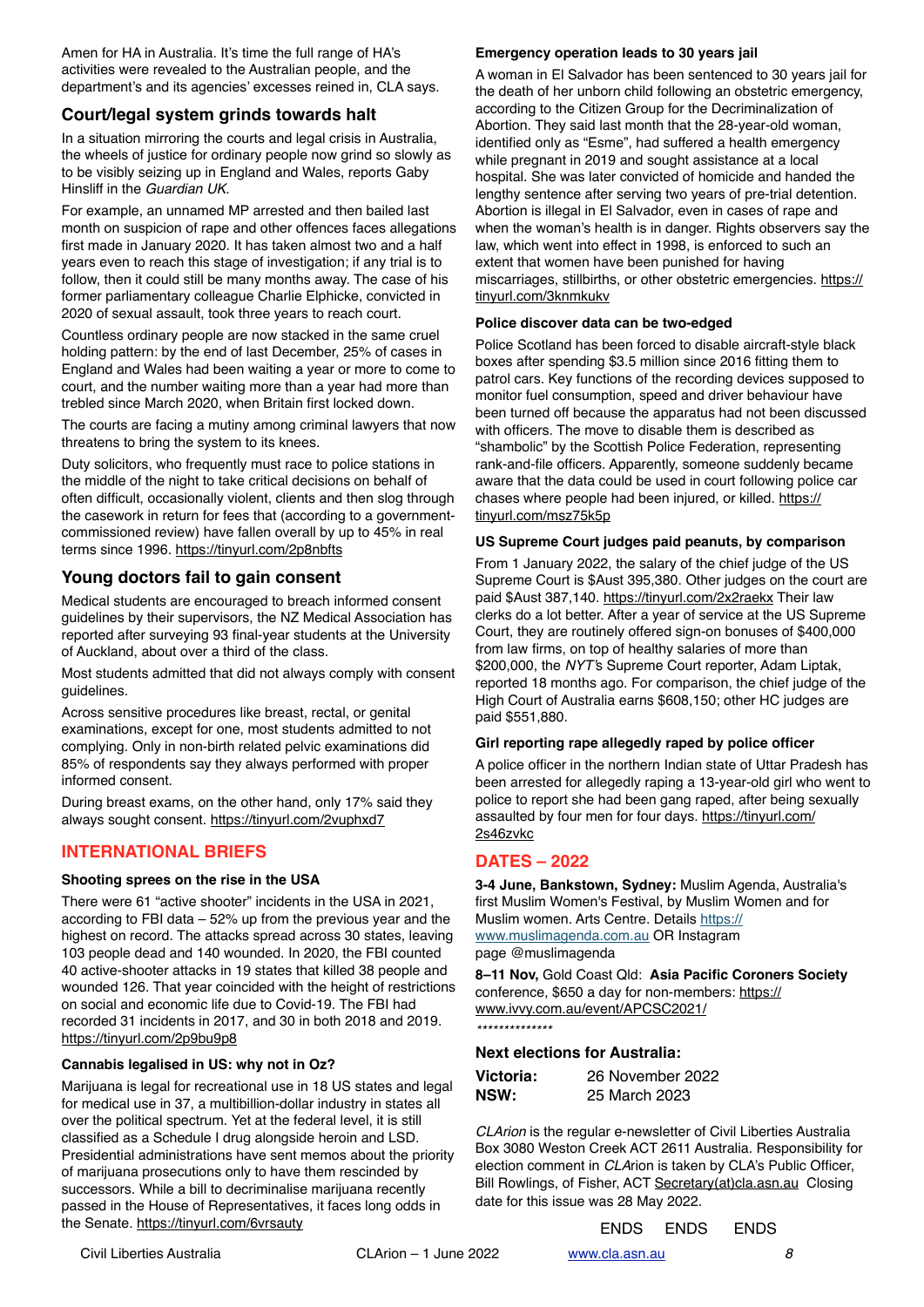Amen for HA in Australia. It's time the full range of HA's activities were revealed to the Australian people, and the department's and its agencies' excesses reined in, CLA says.

## Court/legal system grinds towards halt

In a situation mirroring the courts and legal crisis in Australia, the wheels of justice for ordinary people now grind so slowly as to be visibly seizing up in England and Wales, reports Gaby Hinsliff in the *Guardian UK*.

For example, an unnamed MP arrested and then bailed last month on suspicion of rape and other offences faces allegations first made in January 2020. It has taken almost two and a half years even to reach this stage of investigation; if any trial is to follow, then it could still be many months away. The case of his former parliamentary colleague Charlie Elphicke, convicted in 2020 of sexual assault, took three years to reach court.

Countless ordinary people are now stacked in the same cruel holding pattern: by the end of last December, 25% of cases in England and Wales had been waiting a year or more to come to court, and the number waiting more than a year had more than trebled since March 2020, when Britain first locked down.

The courts are facing a mutiny among criminal lawyers that now threatens to bring the system to its knees.

Duty solicitors, who frequently must race to police stations in the middle of the night to take critical decisions on behalf of often difficult, occasionally violent, clients and then slog through the casework in return for fees that (according to a government-commissioned review) have fallen overall by up to 45% in real terms since 1996. https://tinyurl.com/2p8nbfts

## Young doctors fail to gain consent

Medical students are encouraged to breach informed consent guidelines by their supervisors, the NZ Medical Association has reported after surveying 93 final-year students at the University of Auckland, about over a third of the class.

Most students admitted that did not always comply with consent guidelines.

Across sensitive procedures like breast, rectal, or genital examinations, except for one, most students admitted to not complying. Only in non-birth related pelvic examinations did 85% of respondents say they always performed with proper informed consent.

During breast exams, on the other hand, only 17% said they always sought consent. https://tinyurl.com/2vuphxd7

## INTERNATIONAL BRIEFS

### Shooting sprees on the rise in the USA

There were 61 "active shooter" incidents in the USA in 2021, according to FBI data – 52% up from the previous year and the highest on record. The attacks spread across 30 states, leaving 103 people dead and 140 wounded. In 2020, the FBI counted 40 active-shooter attacks in 19 states that killed 38 people and wounded 126. That year coincided with the height of restrictions on social and economic life due to Covid-19. The FBI had recorded 31 incidents in 2017, and 30 in both 2018 and 2019. https://tinyurl.com/2p9bu9p8

### Cannabis legalised in US: why not in Oz?

Marijuana is legal for recreational use in 18 US states and legal for medical use in 37, a multibillion-dollar industry in states all over the political spectrum. Yet at the federal level, it is still classified as a Schedule I drug alongside heroin and LSD. Presidential administrations have sent memos about the priority of marijuana prosecutions only to have them rescinded by successors. While a bill to decriminalise marijuana recently passed in the House of Representatives, it faces long odds in the Senate. https://tinyurl.com/6vrsauty

### Emergency operation leads to 30 years jail

A woman in El Salvador has been sentenced to 30 years jail for the death of her unborn child following an obstetric emergency, according to the Citizen Group for the Decriminalization of Abortion. They said last month that the 28-year-old woman, identified only as "Esme", had suffered a health emergency while pregnant in 2019 and sought assistance at a local hospital. She was later convicted of homicide and handed the lengthy sentence after serving two years of pre-trial detention. Abortion is illegal in El Salvador, even in cases of rape and when the woman's health is in danger. Rights observers say the law, which went into effect in 1998, is enforced to such an extent that women have been punished for having miscarriages, stillbirths, or other obstetric emergencies. https://tinyurl.com/3knmkukv

### Police discover data can be two-edged

Police Scotland has been forced to disable aircraft-style black boxes after spending $3.5 million since 2016 fitting them to patrol cars. Key functions of the recording devices supposed to monitor fuel consumption, speed and driver behaviour have been turned off because the apparatus had not been discussed with officers. The move to disable them is described as "shambolic" by the Scottish Police Federation, representing rank-and-file officers. Apparently, someone suddenly became aware that the data could be used in court following police car chases where people had been injured, or killed. https://tinyurl.com/msz75k5p

### US Supreme Court judges paid peanuts, by comparison

From 1 January 2022, the salary of the chief judge of the US Supreme Court is $Aust 395,380. Other judges on the court are paid $Aust 387,140. https://tinyurl.com/2x2raekx Their law clerks do a lot better. After a year of service at the US Supreme Court, they are routinely offered sign-on bonuses of $400,000 from law firms, on top of healthy salaries of more than $200,000, the *NYT*'s Supreme Court reporter, Adam Liptak, reported 18 months ago. For comparison, the chief judge of the High Court of Australia earns $608,150; other HC judges are paid $551,880.

### Girl reporting rape allegedly raped by police officer

A police officer in the northern Indian state of Uttar Pradesh has been arrested for allegedly raping a 13-year-old girl who went to police to report she had been gang raped, after being sexually assaulted by four men for four days. https://tinyurl.com/2s46zvkc

## DATES – 2022

**3-4 June, Bankstown, Sydney:** Muslim Agenda, Australia's first Muslim Women's Festival, by Muslim Women and for Muslim women. Arts Centre. Details https://www.muslimagenda.com.au OR Instagram page @muslimagenda

**8–11 Nov,** Gold Coast Qld: **Asia Pacific Coroners Society** conference, $650 a day for non-members: https://www.ivvy.com.au/event/APCSC2021/

**************

### Next elections for Australia:

| | |
|---|---|
| **Victoria:** | 26 November 2022 |
| **NSW:** | 25 March 2023 |

*CLArion* is the regular e-newsletter of Civil Liberties Australia Box 3080 Weston Creek ACT 2611 Australia. Responsibility for election comment in *CLA*rion is taken by CLA's Public Officer, Bill Rowlings, of Fisher, ACT Secretary(at)cla.asn.au Closing date for this issue was 28 May 2022.

ENDS ENDS ENDS